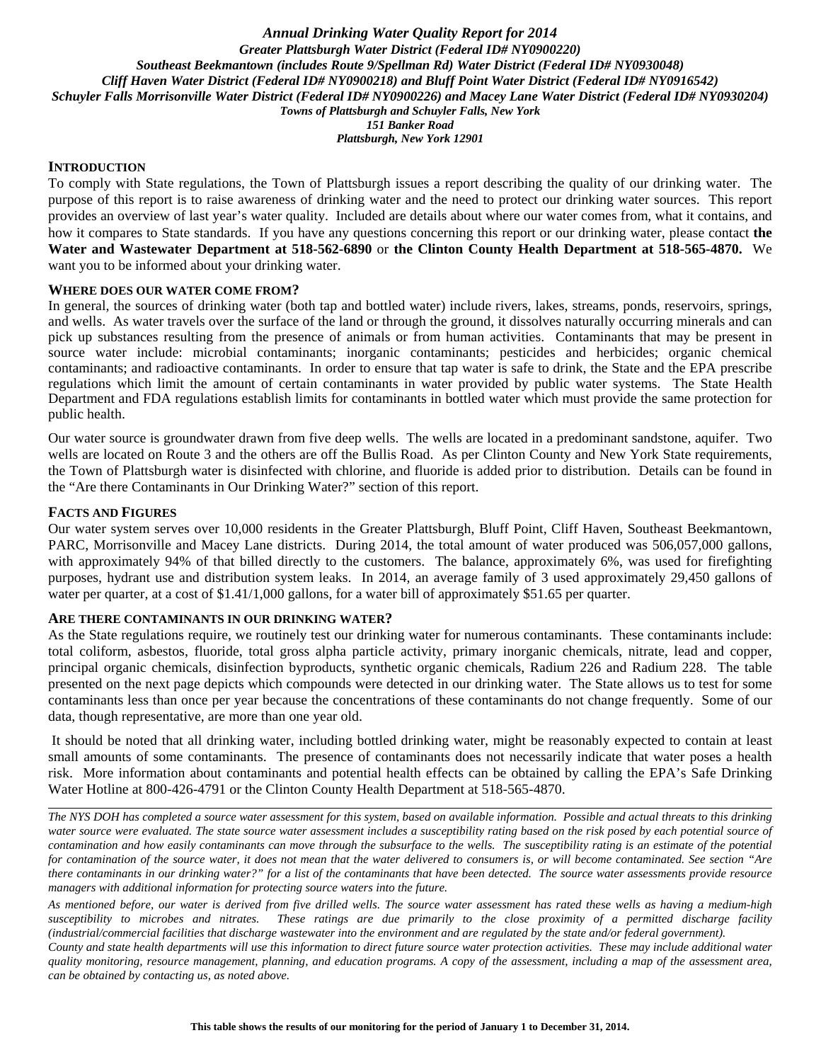***Annual Drinking Water Quality Report for 2014***

***Greater Plattsburgh Water District (Federal ID# NY0900220)***

***Southeast Beekmantown (includes Route 9/Spellman Rd) Water District (Federal ID# NY0930048)***

***Cliff Haven Water District (Federal ID# NY0900218) and Bluff Point Water District (Federal ID# NY0916542)***

***Schuyler Falls Morrisonville Water District (Federal ID# NY0900226) and Macey Lane Water District (Federal ID# NY0930204)***

***Towns of Plattsburgh and Schuyler Falls, New York***

***151 Banker Road***

***Plattsburgh, New York 12901***

## INTRODUCTION

To comply with State regulations, the Town of Plattsburgh issues a report describing the quality of our drinking water. The purpose of this report is to raise awareness of drinking water and the need to protect our drinking water sources. This report provides an overview of last year's water quality. Included are details about where our water comes from, what it contains, and how it compares to State standards. If you have any questions concerning this report or our drinking water, please contact **the Water and Wastewater Department at 518-562-6890** or **the Clinton County Health Department at 518-565-4870.** We want you to be informed about your drinking water.

## WHERE DOES OUR WATER COME FROM?

In general, the sources of drinking water (both tap and bottled water) include rivers, lakes, streams, ponds, reservoirs, springs, and wells. As water travels over the surface of the land or through the ground, it dissolves naturally occurring minerals and can pick up substances resulting from the presence of animals or from human activities. Contaminants that may be present in source water include: microbial contaminants; inorganic contaminants; pesticides and herbicides; organic chemical contaminants; and radioactive contaminants. In order to ensure that tap water is safe to drink, the State and the EPA prescribe regulations which limit the amount of certain contaminants in water provided by public water systems. The State Health Department and FDA regulations establish limits for contaminants in bottled water which must provide the same protection for public health.

Our water source is groundwater drawn from five deep wells. The wells are located in a predominant sandstone, aquifer. Two wells are located on Route 3 and the others are off the Bullis Road. As per Clinton County and New York State requirements, the Town of Plattsburgh water is disinfected with chlorine, and fluoride is added prior to distribution. Details can be found in the "Are there Contaminants in Our Drinking Water?" section of this report.

## FACTS AND FIGURES

Our water system serves over 10,000 residents in the Greater Plattsburgh, Bluff Point, Cliff Haven, Southeast Beekmantown, PARC, Morrisonville and Macey Lane districts. During 2014, the total amount of water produced was 506,057,000 gallons, with approximately 94% of that billed directly to the customers. The balance, approximately 6%, was used for firefighting purposes, hydrant use and distribution system leaks. In 2014, an average family of 3 used approximately 29,450 gallons of water per quarter, at a cost of $1.41/1,000 gallons, for a water bill of approximately $51.65 per quarter.

## ARE THERE CONTAMINANTS IN OUR DRINKING WATER?

As the State regulations require, we routinely test our drinking water for numerous contaminants. These contaminants include: total coliform, asbestos, fluoride, total gross alpha particle activity, primary inorganic chemicals, nitrate, lead and copper, principal organic chemicals, disinfection byproducts, synthetic organic chemicals, Radium 226 and Radium 228. The table presented on the next page depicts which compounds were detected in our drinking water. The State allows us to test for some contaminants less than once per year because the concentrations of these contaminants do not change frequently. Some of our data, though representative, are more than one year old.

It should be noted that all drinking water, including bottled drinking water, might be reasonably expected to contain at least small amounts of some contaminants. The presence of contaminants does not necessarily indicate that water poses a health risk. More information about contaminants and potential health effects can be obtained by calling the EPA's Safe Drinking Water Hotline at 800-426-4791 or the Clinton County Health Department at 518-565-4870.

---

*The NYS DOH has completed a source water assessment for this system, based on available information. Possible and actual threats to this drinking water source were evaluated. The state source water assessment includes a susceptibility rating based on the risk posed by each potential source of contamination and how easily contaminants can move through the subsurface to the wells. The susceptibility rating is an estimate of the potential for contamination of the source water, it does not mean that the water delivered to consumers is, or will become contaminated. See section "Are there contaminants in our drinking water?" for a list of the contaminants that have been detected. The source water assessments provide resource managers with additional information for protecting source waters into the future.*

*As mentioned before, our water is derived from five drilled wells. The source water assessment has rated these wells as having a medium-high susceptibility to microbes and nitrates. These ratings are due primarily to the close proximity of a permitted discharge facility (industrial/commercial facilities that discharge wastewater into the environment and are regulated by the state and/or federal government).*

*County and state health departments will use this information to direct future source water protection activities. These may include additional water quality monitoring, resource management, planning, and education programs. A copy of the assessment, including a map of the assessment area, can be obtained by contacting us, as noted above.*

**This table shows the results of our monitoring for the period of January 1 to December 31, 2014.**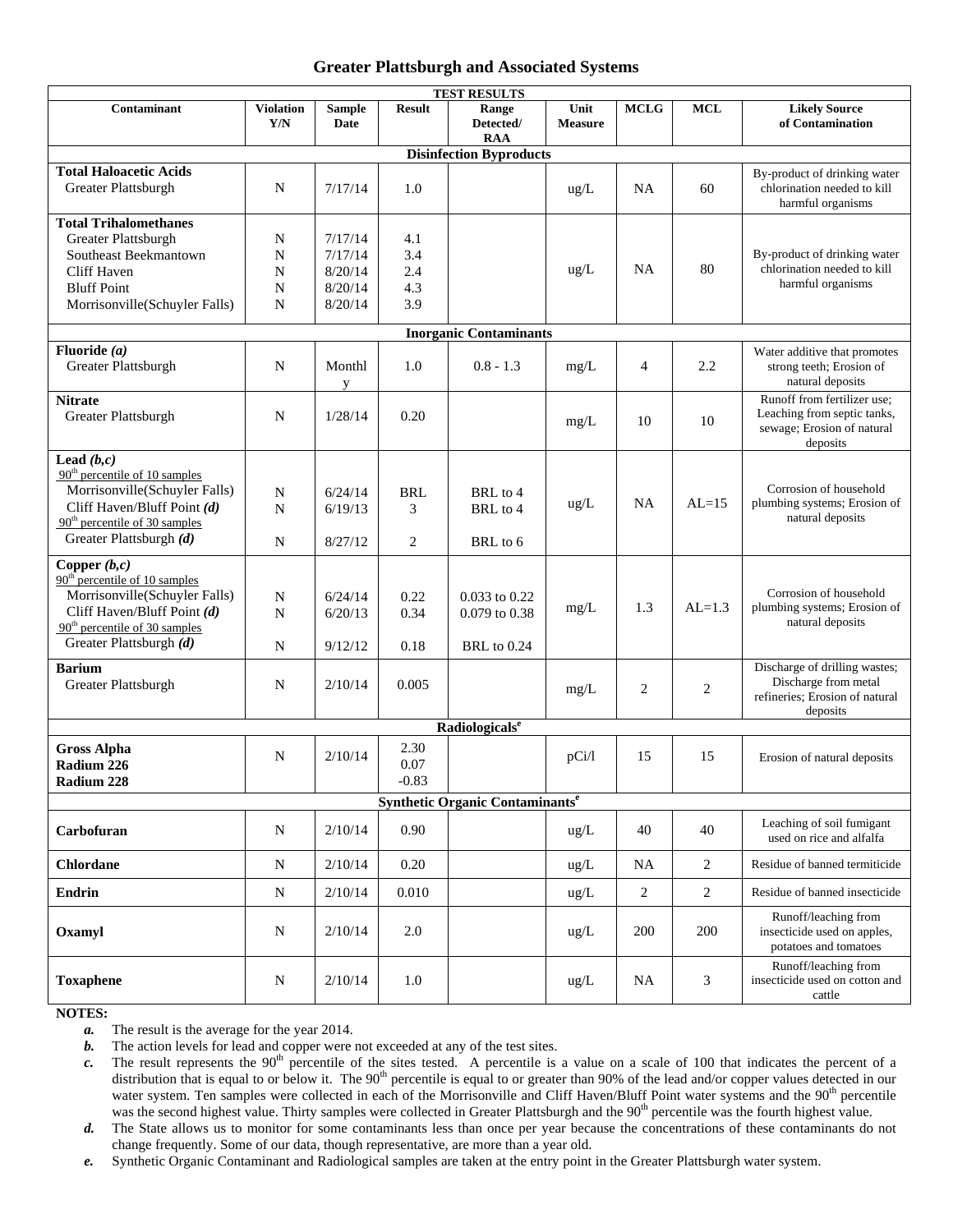# Greater Plattsburgh and Associated Systems

| TEST RESULTS | | | | | | | | |
|---|---|---|---|---|---|---|---|---|
| **Contaminant** | **Violation Y/N** | **Sample Date** | **Result** | **Range Detected/ RAA** | **Unit Measure** | **MCLG** | **MCL** | **Likely Source of Contamination** |
| **Disinfection Byproducts** | | | | | | | | |
| **Total Haloacetic Acids** | | | | | | | | |
| Greater Plattsburgh | N | 7/17/14 | 1.0 | | ug/L | NA | 60 | By-product of drinking water chlorination needed to kill harmful organisms |
| **Total Trihalomethanes** | | | | | | | | |
| Greater Plattsburgh | N | 7/17/14 | 4.1 | | ug/L | NA | 80 | By-product of drinking water chlorination needed to kill harmful organisms |
| Southeast Beekmantown | N | 7/17/14 | 3.4 | | | | | |
| Cliff Haven | N | 8/20/14 | 2.4 | | | | | |
| Bluff Point | N | 8/20/14 | 4.3 | | | | | |
| Morrisonville(Schuyler Falls) | N | 8/20/14 | 3.9 | | | | | |
| **Inorganic Contaminants** | | | | | | | | |
| **Fluoride *(a)*** | | | | | | | | |
| Greater Plattsburgh | N | Monthly | 1.0 | 0.8 - 1.3 | mg/L | 4 | 2.2 | Water additive that promotes strong teeth; Erosion of natural deposits |
| **Nitrate** | | | | | | | | |
| Greater Plattsburgh | N | 1/28/14 | 0.20 | | mg/L | 10 | 10 | Runoff from fertilizer use; Leaching from septic tanks, sewage; Erosion of natural deposits |
| **Lead *(b,c)*** | | | | | | | | |
| 90th percentile of 10 samples | | | | | | | | |
| Morrisonville(Schuyler Falls) | N | 6/24/14 | BRL | BRL to 4 | ug/L | NA | AL=15 | Corrosion of household plumbing systems; Erosion of natural deposits |
| Cliff Haven/Bluff Point *(d)* | N | 6/19/13 | 3 | BRL to 4 | | | | |
| 90th percentile of 30 samples | | | | | | | | |
| Greater Plattsburgh *(d)* | N | 8/27/12 | 2 | BRL to 6 | | | | |
| **Copper *(b,c)*** | | | | | | | | |
| 90th percentile of 10 samples | | | | | | | | |
| Morrisonville(Schuyler Falls) | N | 6/24/14 | 0.22 | 0.033 to 0.22 | mg/L | 1.3 | AL=1.3 | Corrosion of household plumbing systems; Erosion of natural deposits |
| Cliff Haven/Bluff Point *(d)* | N | 6/20/13 | 0.34 | 0.079 to 0.38 | | | | |
| 90th percentile of 30 samples | | | | | | | | |
| Greater Plattsburgh *(d)* | N | 9/12/12 | 0.18 | BRL to 0.24 | | | | |
| **Barium** | | | | | | | | |
| Greater Plattsburgh | N | 2/10/14 | 0.005 | | mg/L | 2 | 2 | Discharge of drilling wastes; Discharge from metal refineries; Erosion of natural deposits |
| **Radiologicals[e]** | | | | | | | | |
| **Gross Alpha** | N | 2/10/14 | 2.30 | | pCi/l | 15 | 15 | Erosion of natural deposits |
| **Radium 226** | | | 0.07 | | | | | |
| **Radium 228** | | | -0.83 | | | | | |
| **Synthetic Organic Contaminants[e]** | | | | | | | | |
| **Carbofuran** | N | 2/10/14 | 0.90 | | ug/L | 40 | 40 | Leaching of soil fumigant used on rice and alfalfa |
| **Chlordane** | N | 2/10/14 | 0.20 | | ug/L | NA | 2 | Residue of banned termiticide |
| **Endrin** | N | 2/10/14 | 0.010 | | ug/L | 2 | 2 | Residue of banned insecticide |
| **Oxamyl** | N | 2/10/14 | 2.0 | | ug/L | 200 | 200 | Runoff/leaching from insecticide used on apples, potatoes and tomatoes |
| **Toxaphene** | N | 2/10/14 | 1.0 | | ug/L | NA | 3 | Runoff/leaching from insecticide used on cotton and cattle |

**NOTES:**

- ***a.*** The result is the average for the year 2014.
- ***b.*** The action levels for lead and copper were not exceeded at any of the test sites.
- ***c.*** The result represents the 90th percentile of the sites tested. A percentile is a value on a scale of 100 that indicates the percent of a distribution that is equal to or below it. The 90th percentile is equal to or greater than 90% of the lead and/or copper values detected in our water system. Ten samples were collected in each of the Morrisonville and Cliff Haven/Bluff Point water systems and the 90th percentile was the second highest value. Thirty samples were collected in Greater Plattsburgh and the 90th percentile was the fourth highest value.
- ***d.*** The State allows us to monitor for some contaminants less than once per year because the concentrations of these contaminants do not change frequently. Some of our data, though representative, are more than a year old.
- ***e.*** Synthetic Organic Contaminant and Radiological samples are taken at the entry point in the Greater Plattsburgh water system.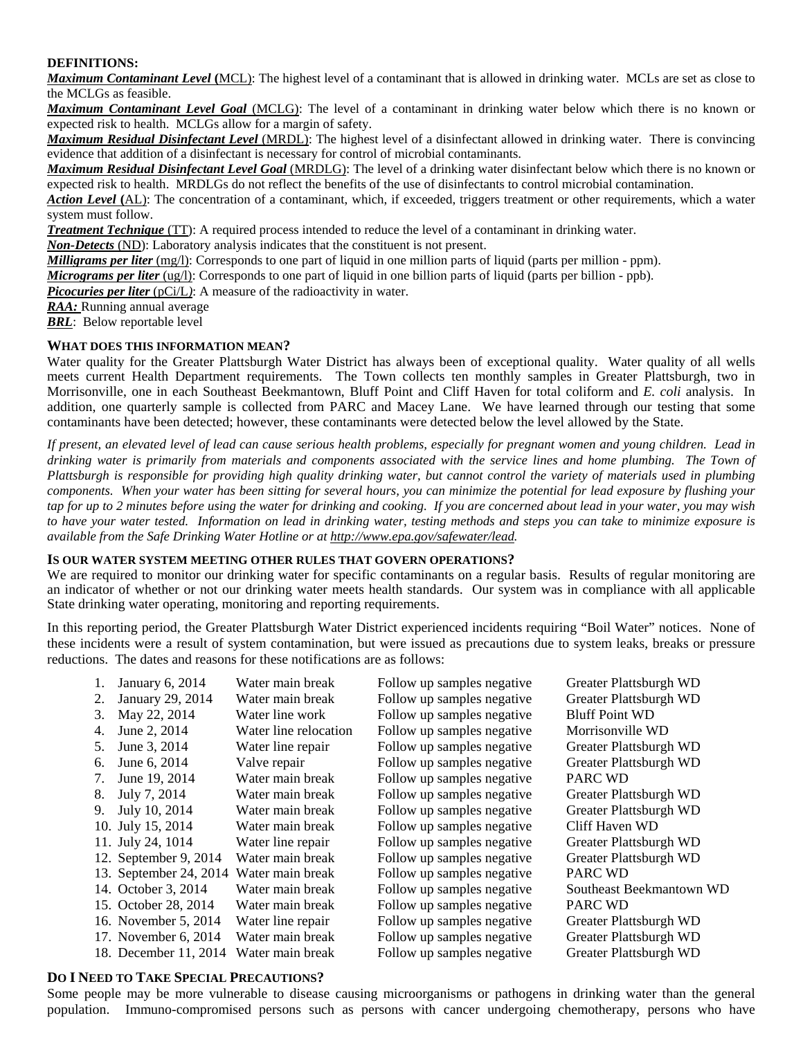**DEFINITIONS:**

***Maximum Contaminant Level* (**MCL): The highest level of a contaminant that is allowed in drinking water. MCLs are set as close to the MCLGs as feasible.

***Maximum Contaminant Level Goal*** (MCLG): The level of a contaminant in drinking water below which there is no known or expected risk to health. MCLGs allow for a margin of safety.

***Maximum Residual Disinfectant Level*** (MRDL): The highest level of a disinfectant allowed in drinking water. There is convincing evidence that addition of a disinfectant is necessary for control of microbial contaminants.

***Maximum Residual Disinfectant Level Goal*** (MRDLG): The level of a drinking water disinfectant below which there is no known or expected risk to health. MRDLGs do not reflect the benefits of the use of disinfectants to control microbial contamination.

***Action Level* (**AL): The concentration of a contaminant, which, if exceeded, triggers treatment or other requirements, which a water system must follow.

***Treatment Technique*** (TT): A required process intended to reduce the level of a contaminant in drinking water.

***Non-Detects*** (ND): Laboratory analysis indicates that the constituent is not present.

***Milligrams per liter*** (mg/l): Corresponds to one part of liquid in one million parts of liquid (parts per million - ppm).

***Micrograms per liter*** (ug/l): Corresponds to one part of liquid in one billion parts of liquid (parts per billion - ppb).

***Picocuries per liter*** (pCi/L): A measure of the radioactivity in water.

***RAA:*** Running annual average

***BRL***: Below reportable level

### WHAT DOES THIS INFORMATION MEAN?

Water quality for the Greater Plattsburgh Water District has always been of exceptional quality. Water quality of all wells meets current Health Department requirements. The Town collects ten monthly samples in Greater Plattsburgh, two in Morrisonville, one in each Southeast Beekmantown, Bluff Point and Cliff Haven for total coliform and *E. coli* analysis. In addition, one quarterly sample is collected from PARC and Macey Lane. We have learned through our testing that some contaminants have been detected; however, these contaminants were detected below the level allowed by the State.

*If present, an elevated level of lead can cause serious health problems, especially for pregnant women and young children. Lead in drinking water is primarily from materials and components associated with the service lines and home plumbing. The Town of Plattsburgh is responsible for providing high quality drinking water, but cannot control the variety of materials used in plumbing components. When your water has been sitting for several hours, you can minimize the potential for lead exposure by flushing your tap for up to 2 minutes before using the water for drinking and cooking. If you are concerned about lead in your water, you may wish to have your water tested. Information on lead in drinking water, testing methods and steps you can take to minimize exposure is available from the Safe Drinking Water Hotline or at http://www.epa.gov/safewater/lead.*

### IS OUR WATER SYSTEM MEETING OTHER RULES THAT GOVERN OPERATIONS?

We are required to monitor our drinking water for specific contaminants on a regular basis. Results of regular monitoring are an indicator of whether or not our drinking water meets health standards. Our system was in compliance with all applicable State drinking water operating, monitoring and reporting requirements.

In this reporting period, the Greater Plattsburgh Water District experienced incidents requiring "Boil Water" notices. None of these incidents were a result of system contamination, but were issued as precautions due to system leaks, breaks or pressure reductions. The dates and reasons for these notifications are as follows:

| | Date | Reason | Result | District |
|---|---|---|---|---|
| 1. | January 6, 2014 | Water main break | Follow up samples negative | Greater Plattsburgh WD |
| 2. | January 29, 2014 | Water main break | Follow up samples negative | Greater Plattsburgh WD |
| 3. | May 22, 2014 | Water line work | Follow up samples negative | Bluff Point WD |
| 4. | June 2, 2014 | Water line relocation | Follow up samples negative | Morrisonville WD |
| 5. | June 3, 2014 | Water line repair | Follow up samples negative | Greater Plattsburgh WD |
| 6. | June 6, 2014 | Valve repair | Follow up samples negative | Greater Plattsburgh WD |
| 7. | June 19, 2014 | Water main break | Follow up samples negative | PARC WD |
| 8. | July 7, 2014 | Water main break | Follow up samples negative | Greater Plattsburgh WD |
| 9. | July 10, 2014 | Water main break | Follow up samples negative | Greater Plattsburgh WD |
| 10. | July 15, 2014 | Water main break | Follow up samples negative | Cliff Haven WD |
| 11. | July 24, 1014 | Water line repair | Follow up samples negative | Greater Plattsburgh WD |
| 12. | September 9, 2014 | Water main break | Follow up samples negative | Greater Plattsburgh WD |
| 13. | September 24, 2014 | Water main break | Follow up samples negative | PARC WD |
| 14. | October 3, 2014 | Water main break | Follow up samples negative | Southeast Beekmantown WD |
| 15. | October 28, 2014 | Water main break | Follow up samples negative | PARC WD |
| 16. | November 5, 2014 | Water line repair | Follow up samples negative | Greater Plattsburgh WD |
| 17. | November 6, 2014 | Water main break | Follow up samples negative | Greater Plattsburgh WD |
| 18. | December 11, 2014 | Water main break | Follow up samples negative | Greater Plattsburgh WD |

### DO I NEED TO TAKE SPECIAL PRECAUTIONS?

Some people may be more vulnerable to disease causing microorganisms or pathogens in drinking water than the general population. Immuno-compromised persons such as persons with cancer undergoing chemotherapy, persons who have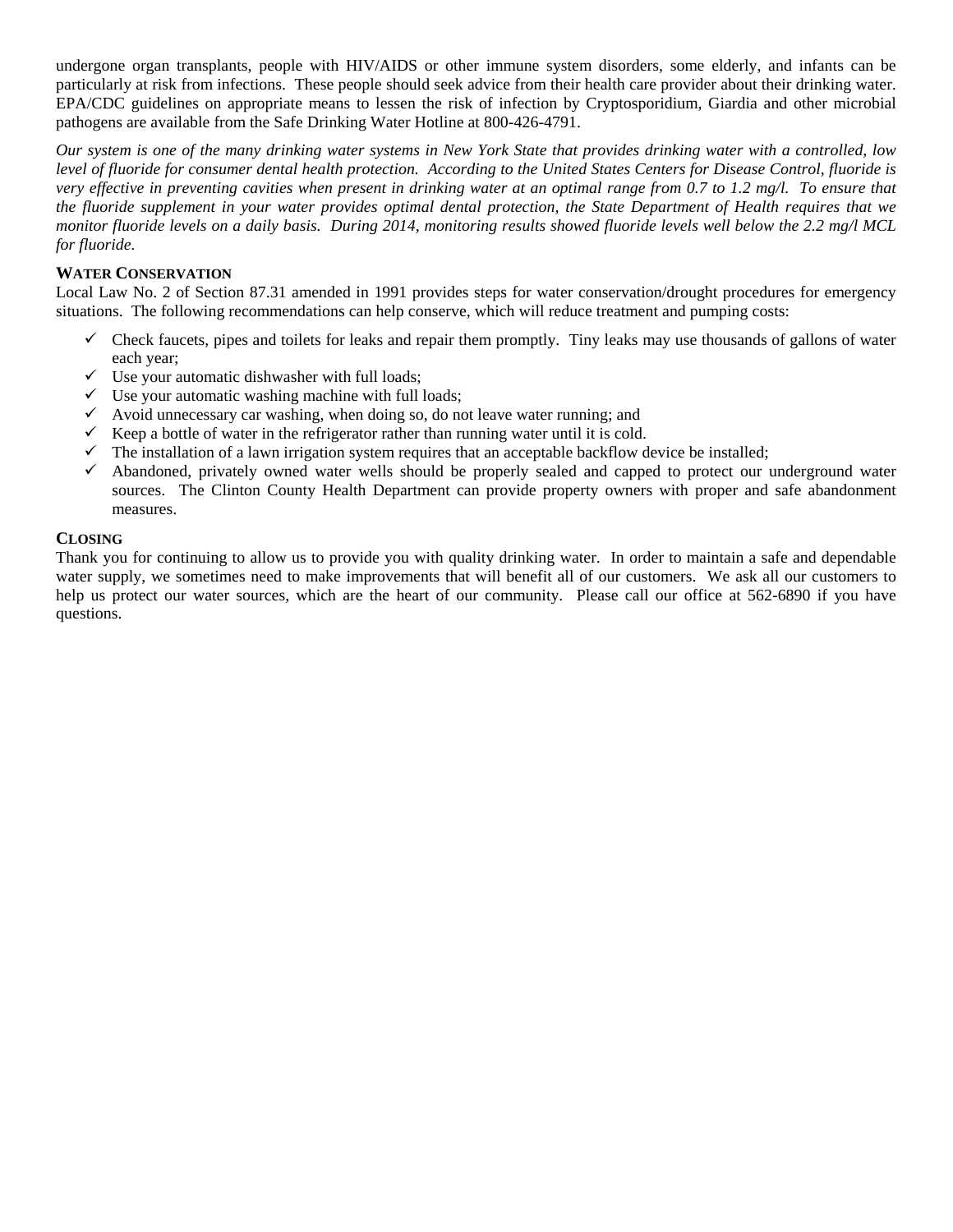undergone organ transplants, people with HIV/AIDS or other immune system disorders, some elderly, and infants can be particularly at risk from infections. These people should seek advice from their health care provider about their drinking water. EPA/CDC guidelines on appropriate means to lessen the risk of infection by Cryptosporidium, Giardia and other microbial pathogens are available from the Safe Drinking Water Hotline at 800-426-4791.

*Our system is one of the many drinking water systems in New York State that provides drinking water with a controlled, low level of fluoride for consumer dental health protection. According to the United States Centers for Disease Control, fluoride is very effective in preventing cavities when present in drinking water at an optimal range from 0.7 to 1.2 mg/l. To ensure that the fluoride supplement in your water provides optimal dental protection, the State Department of Health requires that we monitor fluoride levels on a daily basis. During 2014, monitoring results showed fluoride levels well below the 2.2 mg/l MCL for fluoride.*

**WATER CONSERVATION**

Local Law No. 2 of Section 87.31 amended in 1991 provides steps for water conservation/drought procedures for emergency situations. The following recommendations can help conserve, which will reduce treatment and pumping costs:

- ✓ Check faucets, pipes and toilets for leaks and repair them promptly. Tiny leaks may use thousands of gallons of water each year;
- ✓ Use your automatic dishwasher with full loads;
- ✓ Use your automatic washing machine with full loads;
- ✓ Avoid unnecessary car washing, when doing so, do not leave water running; and
- ✓ Keep a bottle of water in the refrigerator rather than running water until it is cold.
- ✓ The installation of a lawn irrigation system requires that an acceptable backflow device be installed;
- ✓ Abandoned, privately owned water wells should be properly sealed and capped to protect our underground water sources. The Clinton County Health Department can provide property owners with proper and safe abandonment measures.

**CLOSING**

Thank you for continuing to allow us to provide you with quality drinking water. In order to maintain a safe and dependable water supply, we sometimes need to make improvements that will benefit all of our customers. We ask all our customers to help us protect our water sources, which are the heart of our community. Please call our office at 562-6890 if you have questions.